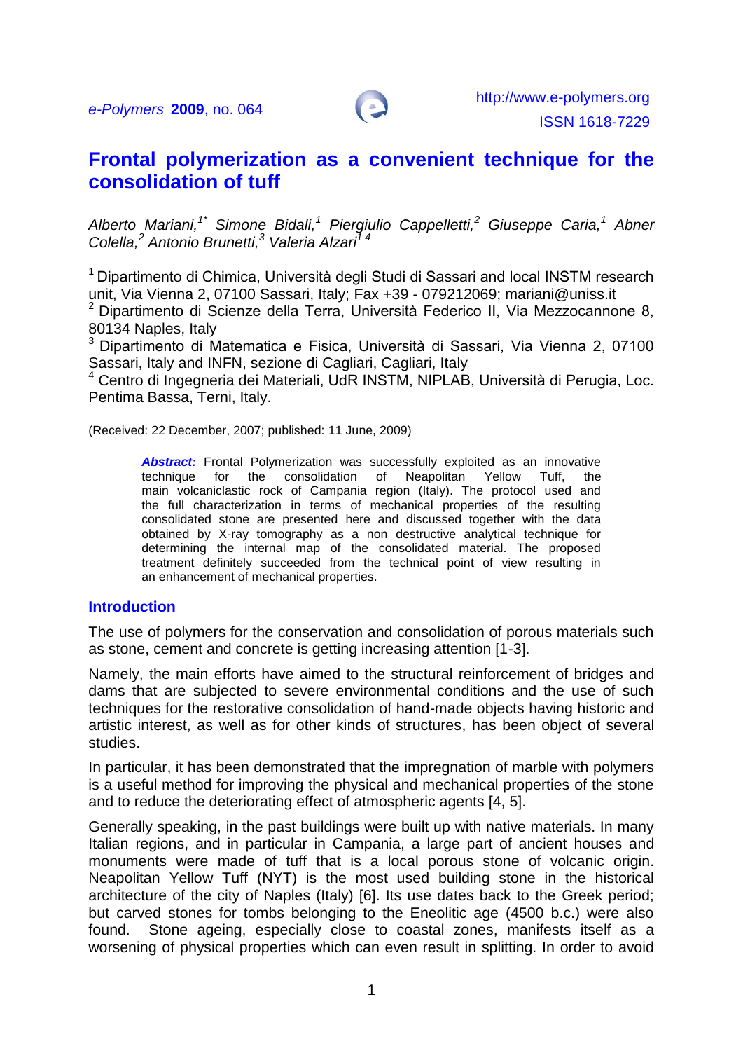e-Polymers **2009**, no. 064

http://www.e-polymers.org
ISSN 1618-7229

# Frontal polymerization as a convenient technique for the consolidation of tuff

*Alberto Mariani,[1*] Simone Bidali,[1] Piergiulio Cappelletti,[2] Giuseppe Caria,[1] Abner Colella,[2] Antonio Brunetti,[3] Valeria Alzari[1 4]*

[1] Dipartimento di Chimica, Università degli Studi di Sassari and local INSTM research unit, Via Vienna 2, 07100 Sassari, Italy; Fax +39 - 079212069; mariani@uniss.it
[2] Dipartimento di Scienze della Terra, Università Federico II, Via Mezzocannone 8, 80134 Naples, Italy
[3] Dipartimento di Matematica e Fisica, Università di Sassari, Via Vienna 2, 07100 Sassari, Italy and INFN, sezione di Cagliari, Cagliari, Italy
[4] Centro di Ingegneria dei Materiali, UdR INSTM, NIPLAB, Università di Perugia, Loc. Pentima Bassa, Terni, Italy.

(Received: 22 December, 2007; published: 11 June, 2009)

***Abstract:*** Frontal Polymerization was successfully exploited as an innovative technique for the consolidation of Neapolitan Yellow Tuff, the main volcaniclastic rock of Campania region (Italy). The protocol used and the full characterization in terms of mechanical properties of the resulting consolidated stone are presented here and discussed together with the data obtained by X-ray tomography as a non destructive analytical technique for determining the internal map of the consolidated material. The proposed treatment definitely succeeded from the technical point of view resulting in an enhancement of mechanical properties.

## Introduction

The use of polymers for the conservation and consolidation of porous materials such as stone, cement and concrete is getting increasing attention [1-3].

Namely, the main efforts have aimed to the structural reinforcement of bridges and dams that are subjected to severe environmental conditions and the use of such techniques for the restorative consolidation of hand-made objects having historic and artistic interest, as well as for other kinds of structures, has been object of several studies.

In particular, it has been demonstrated that the impregnation of marble with polymers is a useful method for improving the physical and mechanical properties of the stone and to reduce the deteriorating effect of atmospheric agents [4, 5].

Generally speaking, in the past buildings were built up with native materials. In many Italian regions, and in particular in Campania, a large part of ancient houses and monuments were made of tuff that is a local porous stone of volcanic origin. Neapolitan Yellow Tuff (NYT) is the most used building stone in the historical architecture of the city of Naples (Italy) [6]. Its use dates back to the Greek period; but carved stones for tombs belonging to the Eneolitic age (4500 b.c.) were also found. Stone ageing, especially close to coastal zones, manifests itself as a worsening of physical properties which can even result in splitting. In order to avoid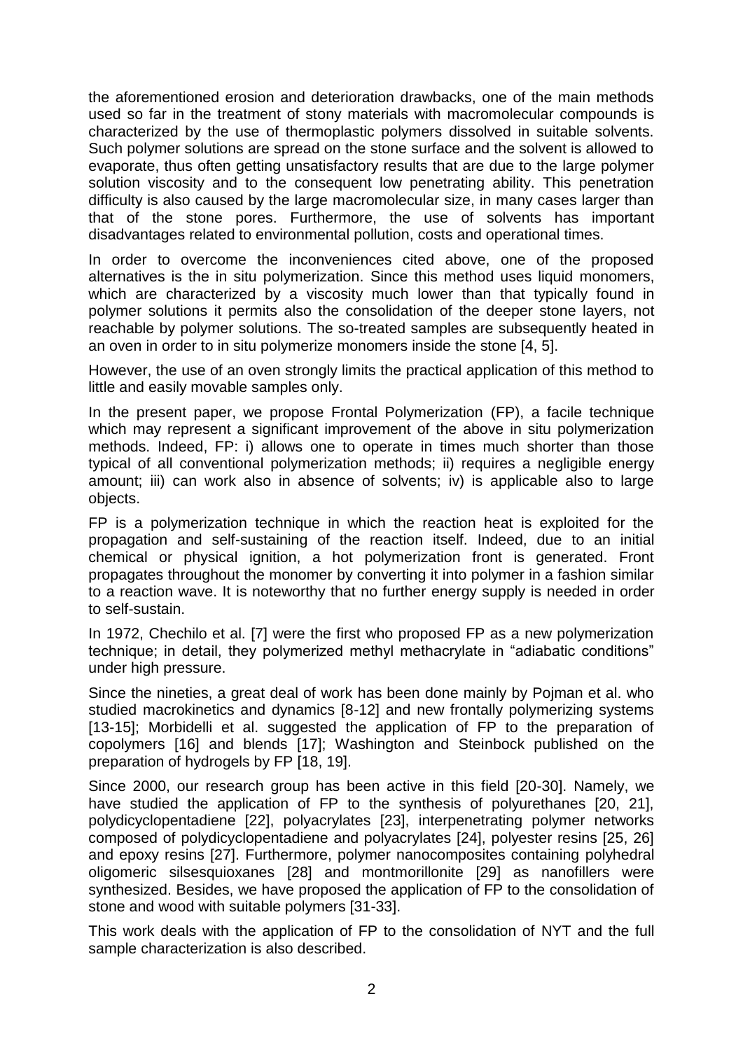the aforementioned erosion and deterioration drawbacks, one of the main methods used so far in the treatment of stony materials with macromolecular compounds is characterized by the use of thermoplastic polymers dissolved in suitable solvents. Such polymer solutions are spread on the stone surface and the solvent is allowed to evaporate, thus often getting unsatisfactory results that are due to the large polymer solution viscosity and to the consequent low penetrating ability. This penetration difficulty is also caused by the large macromolecular size, in many cases larger than that of the stone pores. Furthermore, the use of solvents has important disadvantages related to environmental pollution, costs and operational times.

In order to overcome the inconveniences cited above, one of the proposed alternatives is the in situ polymerization. Since this method uses liquid monomers, which are characterized by a viscosity much lower than that typically found in polymer solutions it permits also the consolidation of the deeper stone layers, not reachable by polymer solutions. The so-treated samples are subsequently heated in an oven in order to in situ polymerize monomers inside the stone [4, 5].

However, the use of an oven strongly limits the practical application of this method to little and easily movable samples only.

In the present paper, we propose Frontal Polymerization (FP), a facile technique which may represent a significant improvement of the above in situ polymerization methods. Indeed, FP: i) allows one to operate in times much shorter than those typical of all conventional polymerization methods; ii) requires a negligible energy amount; iii) can work also in absence of solvents; iv) is applicable also to large objects.

FP is a polymerization technique in which the reaction heat is exploited for the propagation and self-sustaining of the reaction itself. Indeed, due to an initial chemical or physical ignition, a hot polymerization front is generated. Front propagates throughout the monomer by converting it into polymer in a fashion similar to a reaction wave. It is noteworthy that no further energy supply is needed in order to self-sustain.

In 1972, Chechilo et al. [7] were the first who proposed FP as a new polymerization technique; in detail, they polymerized methyl methacrylate in "adiabatic conditions" under high pressure.

Since the nineties, a great deal of work has been done mainly by Pojman et al. who studied macrokinetics and dynamics [8-12] and new frontally polymerizing systems [13-15]; Morbidelli et al. suggested the application of FP to the preparation of copolymers [16] and blends [17]; Washington and Steinbock published on the preparation of hydrogels by FP [18, 19].

Since 2000, our research group has been active in this field [20-30]. Namely, we have studied the application of FP to the synthesis of polyurethanes [20, 21], polydicyclopentadiene [22], polyacrylates [23], interpenetrating polymer networks composed of polydicyclopentadiene and polyacrylates [24], polyester resins [25, 26] and epoxy resins [27]. Furthermore, polymer nanocomposites containing polyhedral oligomeric silsesquioxanes [28] and montmorillonite [29] as nanofillers were synthesized. Besides, we have proposed the application of FP to the consolidation of stone and wood with suitable polymers [31-33].

This work deals with the application of FP to the consolidation of NYT and the full sample characterization is also described.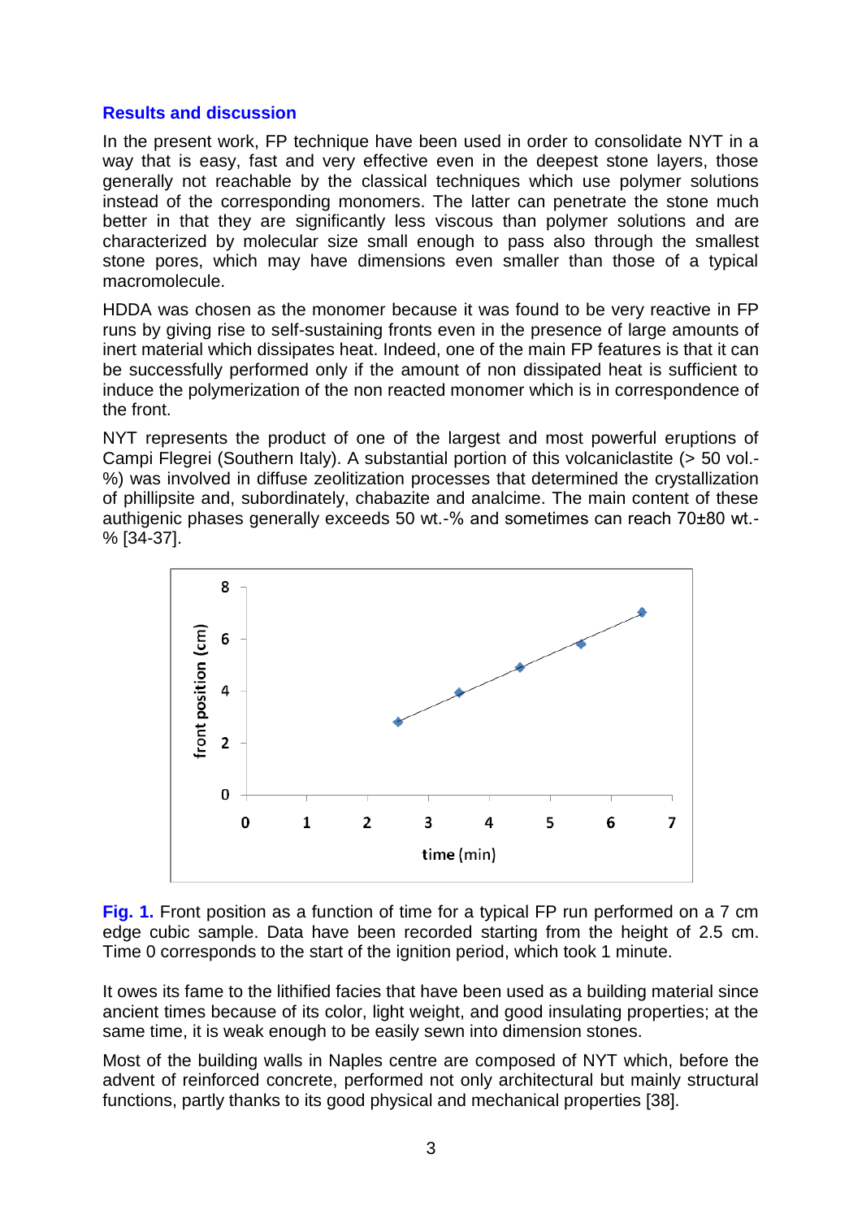## Results and discussion

In the present work, FP technique have been used in order to consolidate NYT in a way that is easy, fast and very effective even in the deepest stone layers, those generally not reachable by the classical techniques which use polymer solutions instead of the corresponding monomers. The latter can penetrate the stone much better in that they are significantly less viscous than polymer solutions and are characterized by molecular size small enough to pass also through the smallest stone pores, which may have dimensions even smaller than those of a typical macromolecule.

HDDA was chosen as the monomer because it was found to be very reactive in FP runs by giving rise to self-sustaining fronts even in the presence of large amounts of inert material which dissipates heat. Indeed, one of the main FP features is that it can be successfully performed only if the amount of non dissipated heat is sufficient to induce the polymerization of the non reacted monomer which is in correspondence of the front.

NYT represents the product of one of the largest and most powerful eruptions of Campi Flegrei (Southern Italy). A substantial portion of this volcaniclastite (> 50 vol.-%) was involved in diffuse zeolitization processes that determined the crystallization of phillipsite and, subordinately, chabazite and analcime. The main content of these authigenic phases generally exceeds 50 wt.-% and sometimes can reach 70±80 wt.-% [34-37].

**Fig. 1.** Front position as a function of time for a typical FP run performed on a 7 cm edge cubic sample. Data have been recorded starting from the height of 2.5 cm. Time 0 corresponds to the start of the ignition period, which took 1 minute.

It owes its fame to the lithified facies that have been used as a building material since ancient times because of its color, light weight, and good insulating properties; at the same time, it is weak enough to be easily sewn into dimension stones.

Most of the building walls in Naples centre are composed of NYT which, before the advent of reinforced concrete, performed not only architectural but mainly structural functions, partly thanks to its good physical and mechanical properties [38].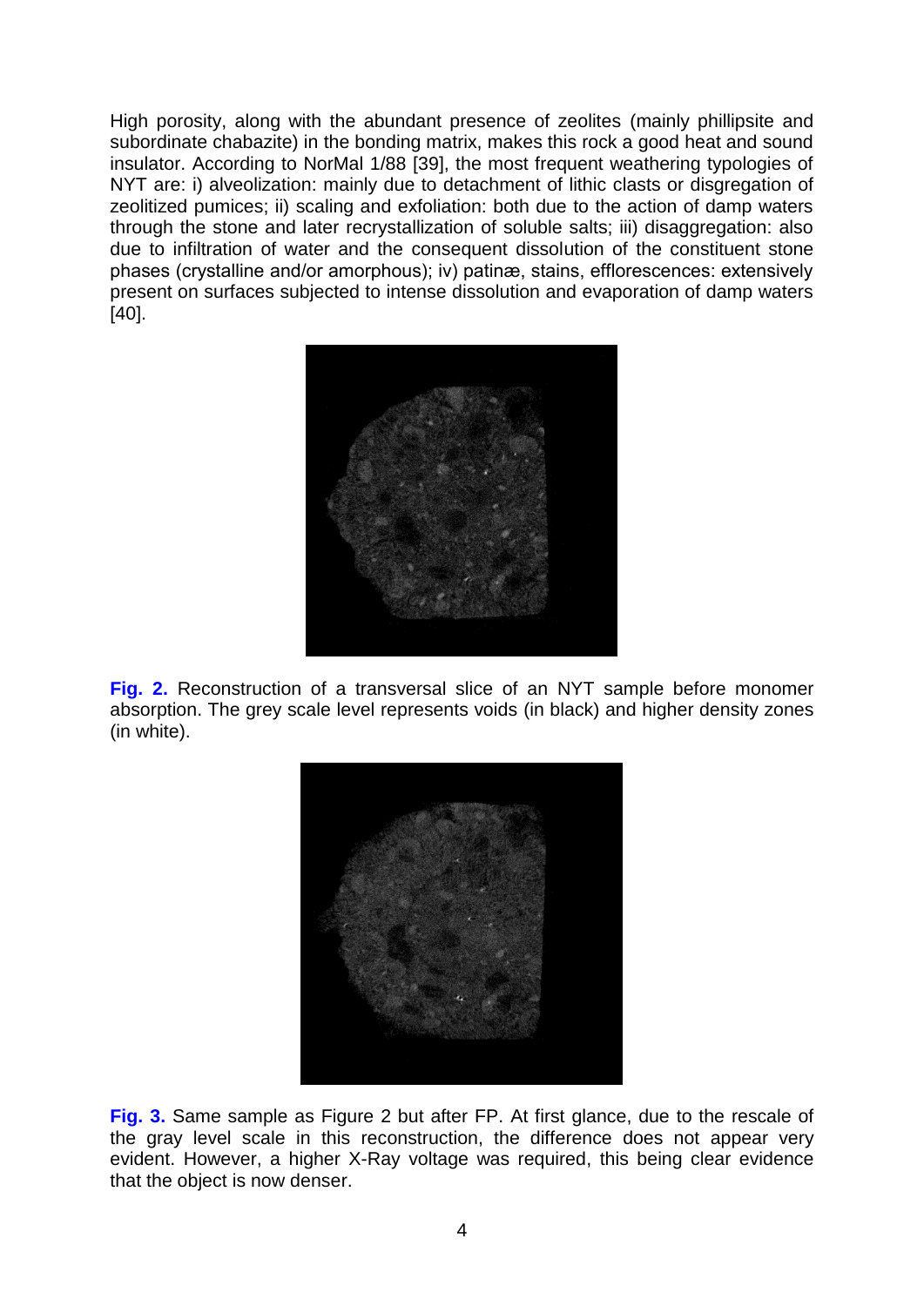High porosity, along with the abundant presence of zeolites (mainly phillipsite and subordinate chabazite) in the bonding matrix, makes this rock a good heat and sound insulator. According to NorMal 1/88 [39], the most frequent weathering typologies of NYT are: i) alveolization: mainly due to detachment of lithic clasts or disgregation of zeolitized pumices; ii) scaling and exfoliation: both due to the action of damp waters through the stone and later recrystallization of soluble salts; iii) disaggregation: also due to infiltration of water and the consequent dissolution of the constituent stone phases (crystalline and/or amorphous); iv) patinæ, stains, efflorescences: extensively present on surfaces subjected to intense dissolution and evaporation of damp waters [40].

**Fig. 2.** Reconstruction of a transversal slice of an NYT sample before monomer absorption. The grey scale level represents voids (in black) and higher density zones (in white).

**Fig. 3.** Same sample as Figure 2 but after FP. At first glance, due to the rescale of the gray level scale in this reconstruction, the difference does not appear very evident. However, a higher X-Ray voltage was required, this being clear evidence that the object is now denser.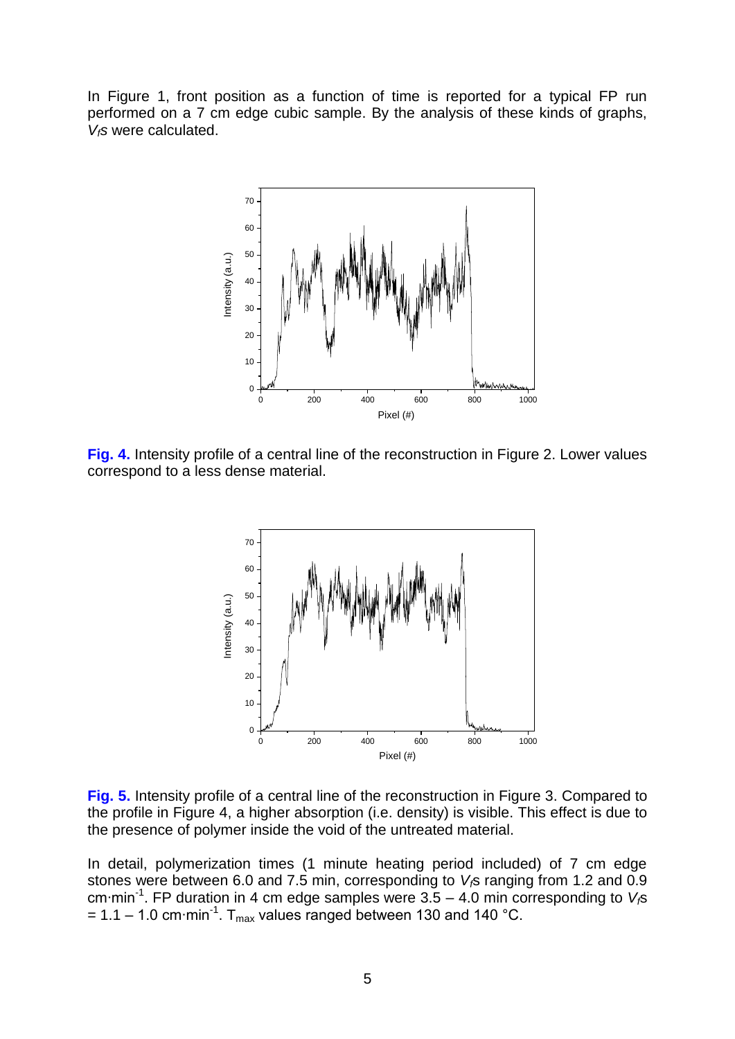In Figure 1, front position as a function of time is reported for a typical FP run performed on a 7 cm edge cubic sample. By the analysis of these kinds of graphs, $V_f$s were calculated.

**Fig. 4.** Intensity profile of a central line of the reconstruction in Figure 2. Lower values correspond to a less dense material.

**Fig. 5.** Intensity profile of a central line of the reconstruction in Figure 3. Compared to the profile in Figure 4, a higher absorption (i.e. density) is visible. This effect is due to the presence of polymer inside the void of the untreated material.

In detail, polymerization times (1 minute heating period included) of 7 cm edge stones were between 6.0 and 7.5 min, corresponding to $V_f$s ranging from 1.2 and 0.9 $cm \cdot min^{-1}$. FP duration in 4 cm edge samples were 3.5 – 4.0 min corresponding to $V_f$s = 1.1 – 1.0 $cm \cdot min^{-1}$. $T_{max}$ values ranged between 130 and 140 °C.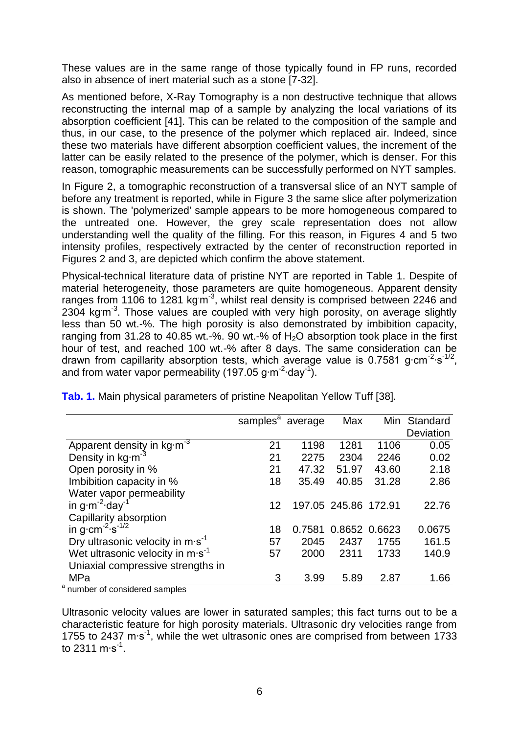These values are in the same range of those typically found in FP runs, recorded also in absence of inert material such as a stone [7-32].

As mentioned before, X-Ray Tomography is a non destructive technique that allows reconstructing the internal map of a sample by analyzing the local variations of its absorption coefficient [41]. This can be related to the composition of the sample and thus, in our case, to the presence of the polymer which replaced air. Indeed, since these two materials have different absorption coefficient values, the increment of the latter can be easily related to the presence of the polymer, which is denser. For this reason, tomographic measurements can be successfully performed on NYT samples.

In Figure 2, a tomographic reconstruction of a transversal slice of an NYT sample of before any treatment is reported, while in Figure 3 the same slice after polymerization is shown. The 'polymerized' sample appears to be more homogeneous compared to the untreated one. However, the grey scale representation does not allow understanding well the quality of the filling. For this reason, in Figures 4 and 5 two intensity profiles, respectively extracted by the center of reconstruction reported in Figures 2 and 3, are depicted which confirm the above statement.

Physical-technical literature data of pristine NYT are reported in Table 1. Despite of material heterogeneity, those parameters are quite homogeneous. Apparent density ranges from 1106 to 1281 $kg{\cdot}m^{-3}$, whilst real density is comprised between 2246 and 2304 $kg{\cdot}m^{-3}$. Those values are coupled with very high porosity, on average slightly less than 50 wt.-%. The high porosity is also demonstrated by imbibition capacity, ranging from 31.28 to 40.85 wt.-%. 90 wt.-% of $H_2O$ absorption took place in the first hour of test, and reached 100 wt.-% after 8 days. The same consideration can be drawn from capillarity absorption tests, which average value is 0.7581 $g{\cdot}cm^{-2}{\cdot}s^{-1/2}$, and from water vapor permeability (197.05 $g{\cdot}m^{-2}{\cdot}day^{-1}$).

**Tab. 1.** Main physical parameters of pristine Neapolitan Yellow Tuff [38].

| | samples[a] | average | Max | Min | Standard Deviation |
|---|---|---|---|---|---|
| Apparent density in $kg{\cdot}m^{-3}$ | 21 | 1198 | 1281 | 1106 | 0.05 |
| Density in $kg{\cdot}m^{-3}$ | 21 | 2275 | 2304 | 2246 | 0.02 |
| Open porosity in % | 21 | 47.32 | 51.97 | 43.60 | 2.18 |
| Imbibition capacity in % | 18 | 35.49 | 40.85 | 31.28 | 2.86 |
| Water vapor permeability in $g{\cdot}m^{-2}{\cdot}day^{-1}$ | 12 | 197.05 | 245.86 | 172.91 | 22.76 |
| Capillarity absorption in $g{\cdot}cm^{-2}{\cdot}s^{-1/2}$ | 18 | 0.7581 | 0.8652 | 0.6623 | 0.0675 |
| Dry ultrasonic velocity in $m{\cdot}s^{-1}$ | 57 | 2045 | 2437 | 1755 | 161.5 |
| Wet ultrasonic velocity in $m{\cdot}s^{-1}$ | 57 | 2000 | 2311 | 1733 | 140.9 |
| Uniaxial compressive strengths in MPa | 3 | 3.99 | 5.89 | 2.87 | 1.66 |

[a] number of considered samples

Ultrasonic velocity values are lower in saturated samples; this fact turns out to be a characteristic feature for high porosity materials. Ultrasonic dry velocities range from 1755 to 2437 $m{\cdot}s^{-1}$, while the wet ultrasonic ones are comprised from between 1733 to 2311 $m{\cdot}s^{-1}$.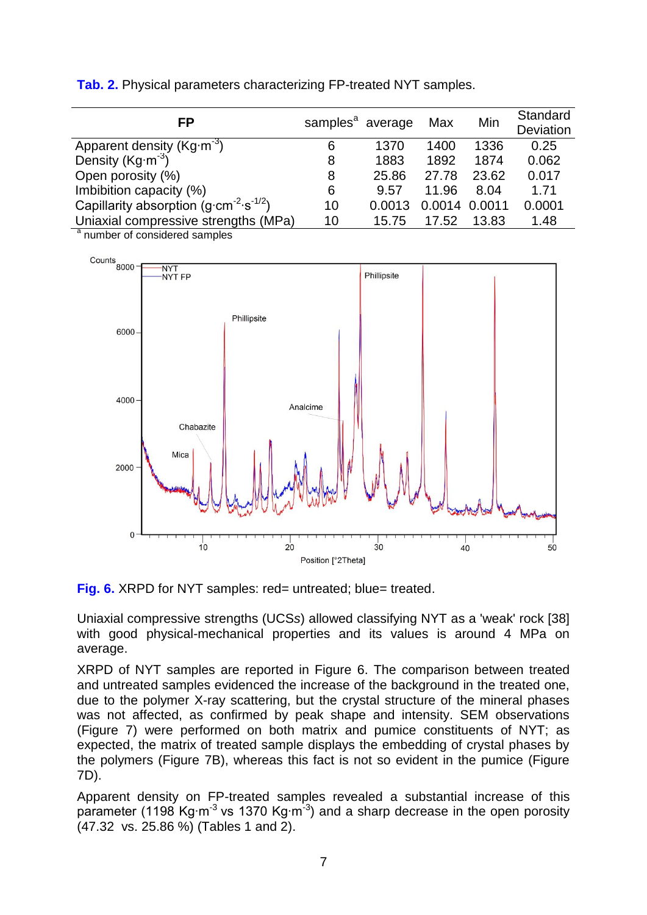**Tab. 2.** Physical parameters characterizing FP-treated NYT samples.

| FP | samples[a] | average | Max | Min | Standard Deviation |
|---|---|---|---|---|---|
| Apparent density ($Kg \cdot m^{-3}$) | 6 | 1370 | 1400 | 1336 | 0.25 |
| Density ($Kg \cdot m^{-3}$) | 8 | 1883 | 1892 | 1874 | 0.062 |
| Open porosity (%) | 8 | 25.86 | 27.78 | 23.62 | 0.017 |
| Imbibition capacity (%) | 6 | 9.57 | 11.96 | 8.04 | 1.71 |
| Capillarity absorption ($g \cdot cm^{-2} \cdot s^{-1/2}$) | 10 | 0.0013 | 0.0014 | 0.0011 | 0.0001 |
| Uniaxial compressive strengths (MPa) | 10 | 15.75 | 17.52 | 13.83 | 1.48 |

[a] number of considered samples

**Fig. 6.** XRPD for NYT samples: red= untreated; blue= treated.

Uniaxial compressive strengths (UCSs) allowed classifying NYT as a 'weak' rock [38] with good physical-mechanical properties and its values is around 4 MPa on average.

XRPD of NYT samples are reported in Figure 6. The comparison between treated and untreated samples evidenced the increase of the background in the treated one, due to the polymer X-ray scattering, but the crystal structure of the mineral phases was not affected, as confirmed by peak shape and intensity. SEM observations (Figure 7) were performed on both matrix and pumice constituents of NYT; as expected, the matrix of treated sample displays the embedding of crystal phases by the polymers (Figure 7B), whereas this fact is not so evident in the pumice (Figure 7D).

Apparent density on FP-treated samples revealed a substantial increase of this parameter (1198 $Kg \cdot m^{-3}$ vs 1370 $Kg \cdot m^{-3}$) and a sharp decrease in the open porosity (47.32 vs. 25.86 %) (Tables 1 and 2).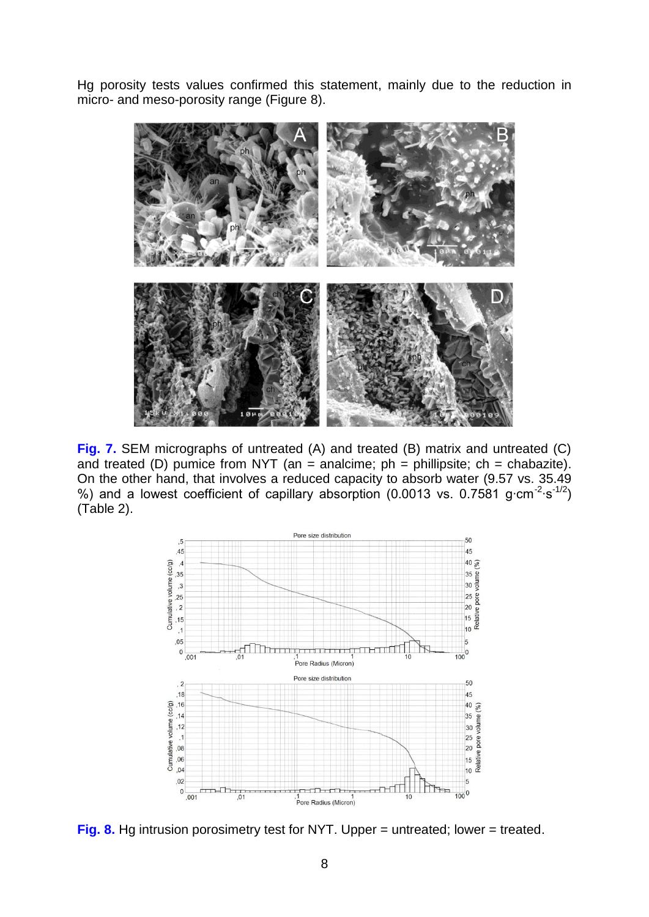Hg porosity tests values confirmed this statement, mainly due to the reduction in micro- and meso-porosity range (Figure 8).

**Fig. 7.** SEM micrographs of untreated (A) and treated (B) matrix and untreated (C) and treated (D) pumice from NYT (an = analcime; ph = phillipsite; ch = chabazite).

On the other hand, that involves a reduced capacity to absorb water (9.57 vs. 35.49 %) and a lowest coefficient of capillary absorption (0.0013 vs. 0.7581 $g \cdot cm^{-2} \cdot s^{-1/2}$) (Table 2).

**Fig. 8.** Hg intrusion porosimetry test for NYT. Upper = untreated; lower = treated.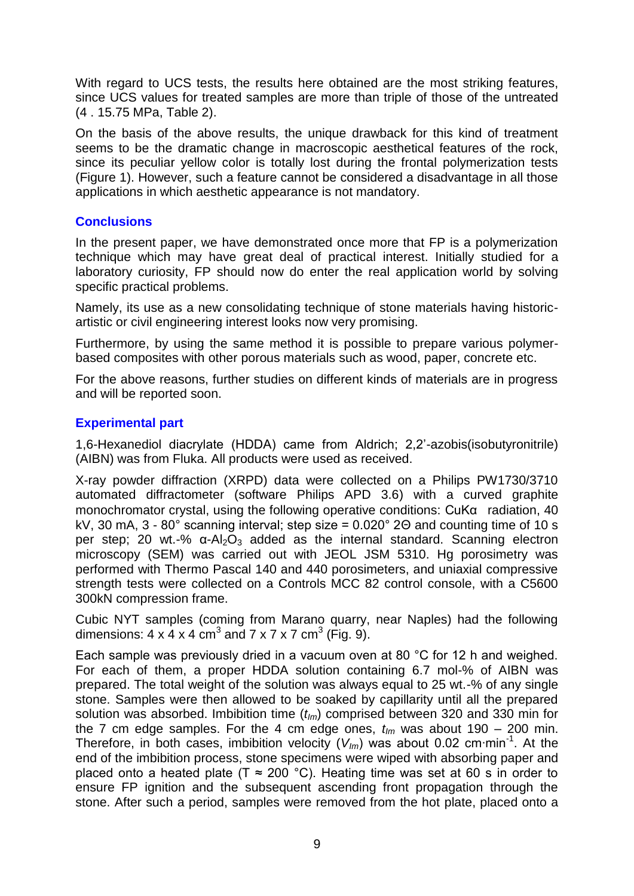With regard to UCS tests, the results here obtained are the most striking features, since UCS values for treated samples are more than triple of those of the untreated (4 . 15.75 MPa, Table 2).

On the basis of the above results, the unique drawback for this kind of treatment seems to be the dramatic change in macroscopic aesthetical features of the rock, since its peculiar yellow color is totally lost during the frontal polymerization tests (Figure 1). However, such a feature cannot be considered a disadvantage in all those applications in which aesthetic appearance is not mandatory.

## Conclusions

In the present paper, we have demonstrated once more that FP is a polymerization technique which may have great deal of practical interest. Initially studied for a laboratory curiosity, FP should now do enter the real application world by solving specific practical problems.

Namely, its use as a new consolidating technique of stone materials having historic-artistic or civil engineering interest looks now very promising.

Furthermore, by using the same method it is possible to prepare various polymer-based composites with other porous materials such as wood, paper, concrete etc.

For the above reasons, further studies on different kinds of materials are in progress and will be reported soon.

## Experimental part

1,6-Hexanediol diacrylate (HDDA) came from Aldrich; 2,2'-azobis(isobutyronitrile) (AIBN) was from Fluka. All products were used as received.

X-ray powder diffraction (XRPD) data were collected on a Philips PW1730/3710 automated diffractometer (software Philips APD 3.6) with a curved graphite monochromator crystal, using the following operative conditions: CuKα radiation, 40 kV, 30 mA, 3 - 80° scanning interval; step size = 0.020° 2Θ and counting time of 10 s per step; 20 wt.-% α-$Al_2O_3$ added as the internal standard. Scanning electron microscopy (SEM) was carried out with JEOL JSM 5310. Hg porosimetry was performed with Thermo Pascal 140 and 440 porosimeters, and uniaxial compressive strength tests were collected on a Controls MCC 82 control console, with a C5600 300kN compression frame.

Cubic NYT samples (coming from Marano quarry, near Naples) had the following dimensions: 4 x 4 x 4 $cm^3$ and 7 x 7 x 7 $cm^3$ (Fig. 9).

Each sample was previously dried in a vacuum oven at 80 °C for 12 h and weighed. For each of them, a proper HDDA solution containing 6.7 mol-% of AIBN was prepared. The total weight of the solution was always equal to 25 wt.-% of any single stone. Samples were then allowed to be soaked by capillarity until all the prepared solution was absorbed. Imbibition time ($t_{Im}$) comprised between 320 and 330 min for the 7 cm edge samples. For the 4 cm edge ones, $t_{Im}$ was about 190 – 200 min. Therefore, in both cases, imbibition velocity ($V_{Im}$) was about 0.02 cm·min$^{-1}$. At the end of the imbibition process, stone specimens were wiped with absorbing paper and placed onto a heated plate (T ≈ 200 °C). Heating time was set at 60 s in order to ensure FP ignition and the subsequent ascending front propagation through the stone. After such a period, samples were removed from the hot plate, placed onto a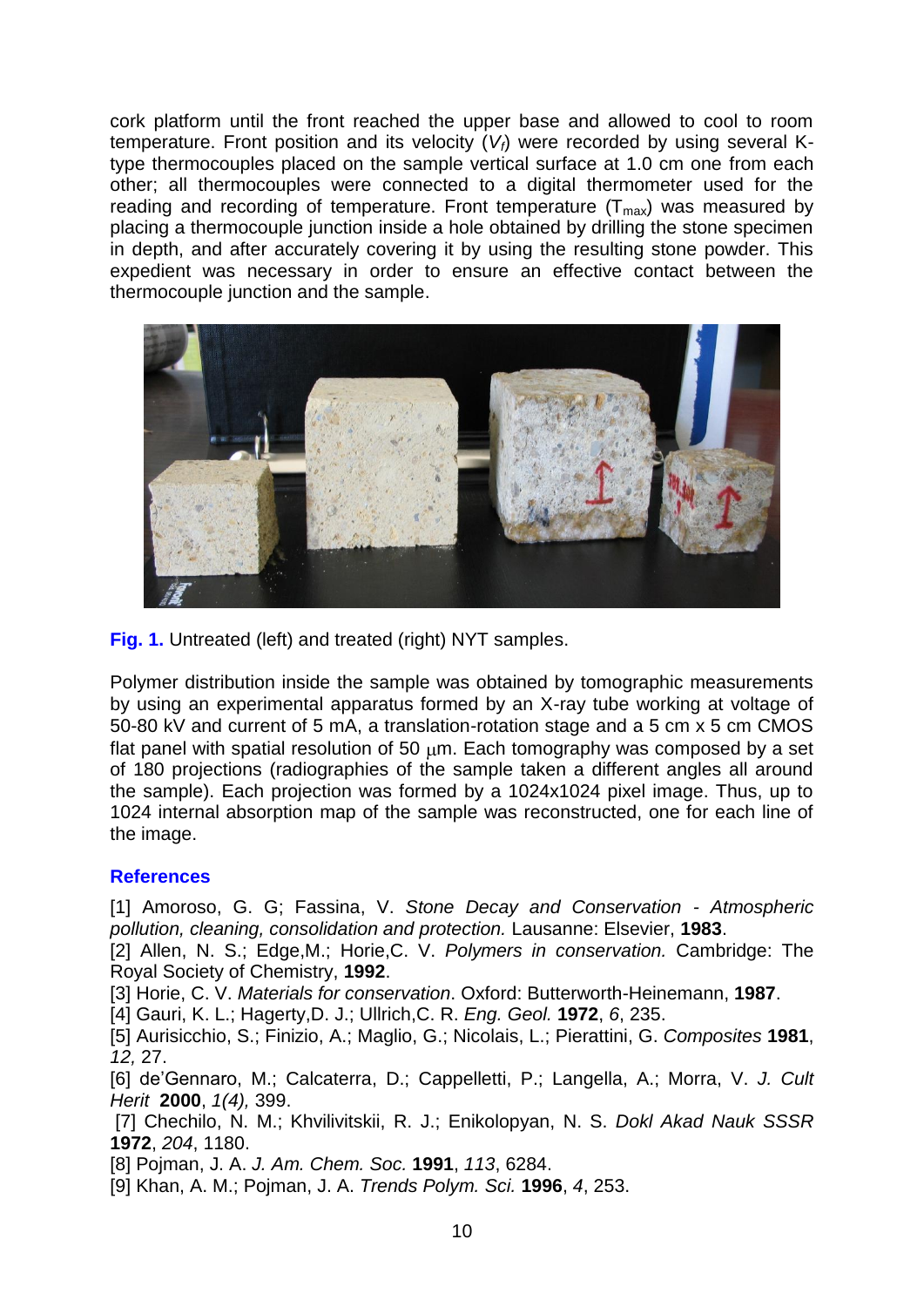cork platform until the front reached the upper base and allowed to cool to room temperature. Front position and its velocity ($V_f$) were recorded by using several K-type thermocouples placed on the sample vertical surface at 1.0 cm one from each other; all thermocouples were connected to a digital thermometer used for the reading and recording of temperature. Front temperature ($T_{max}$) was measured by placing a thermocouple junction inside a hole obtained by drilling the stone specimen in depth, and after accurately covering it by using the resulting stone powder. This expedient was necessary in order to ensure an effective contact between the thermocouple junction and the sample.

**Fig. 1.** Untreated (left) and treated (right) NYT samples.

Polymer distribution inside the sample was obtained by tomographic measurements by using an experimental apparatus formed by an X-ray tube working at voltage of 50-80 kV and current of 5 mA, a translation-rotation stage and a 5 cm x 5 cm CMOS flat panel with spatial resolution of 50 μm. Each tomography was composed by a set of 180 projections (radiographies of the sample taken a different angles all around the sample). Each projection was formed by a 1024x1024 pixel image. Thus, up to 1024 internal absorption map of the sample was reconstructed, one for each line of the image.

## References

[1] Amoroso, G. G; Fassina, V. *Stone Decay and Conservation - Atmospheric pollution, cleaning, consolidation and protection.* Lausanne: Elsevier, **1983**.

[2] Allen, N. S.; Edge,M.; Horie,C. V. *Polymers in conservation.* Cambridge: The Royal Society of Chemistry, **1992**.

[3] Horie, C. V. *Materials for conservation*. Oxford: Butterworth-Heinemann, **1987**.

[4] Gauri, K. L.; Hagerty,D. J.; Ullrich,C. R. *Eng. Geol.* **1972**, *6*, 235.

[5] Aurisicchio, S.; Finizio, A.; Maglio, G.; Nicolais, L.; Pierattini, G. *Composites* **1981**, *12,* 27.

[6] de'Gennaro, M.; Calcaterra, D.; Cappelletti, P.; Langella, A.; Morra, V. *J. Cult Herit* **2000**, *1(4),* 399.

[7] Chechilo, N. M.; Khvilivitskii, R. J.; Enikolopyan, N. S. *Dokl Akad Nauk SSSR* **1972**, *204*, 1180.

[8] Pojman, J. A. *J. Am. Chem. Soc.* **1991**, *113*, 6284.

[9] Khan, A. M.; Pojman, J. A. *Trends Polym. Sci.* **1996**, *4*, 253.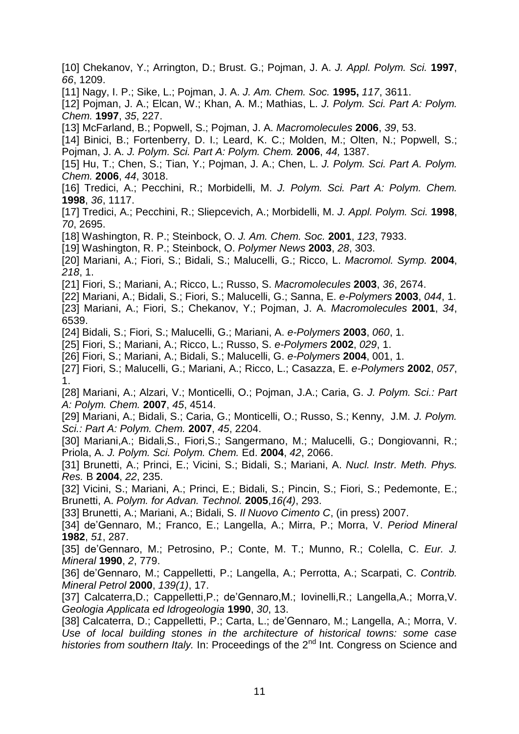[10] Chekanov, Y.; Arrington, D.; Brust. G.; Pojman, J. A. *J. Appl. Polym. Sci.* **1997**, *66*, 1209.

[11] Nagy, I. P.; Sike, L.; Pojman, J. A. *J. Am. Chem. Soc.* **1995,** *117*, 3611.

[12] Pojman, J. A.; Elcan, W.; Khan, A. M.; Mathias, L. *J. Polym. Sci. Part A: Polym. Chem.* **1997**, *35*, 227.

[13] McFarland, B.; Popwell, S.; Pojman, J. A. *Macromolecules* **2006**, *39*, 53.

[14] Binici, B.; Fortenberry, D. I.; Leard, K. C.; Molden, M.; Olten, N.; Popwell, S.; Pojman, J. A. *J. Polym. Sci. Part A: Polym. Chem.* **2006**, *44,* 1387.

[15] Hu, T.; Chen, S.; Tian, Y.; Pojman, J. A.; Chen, L. *J. Polym. Sci. Part A. Polym. Chem.* **2006**, *44*, 3018.

[16] Tredici, A.; Pecchini, R.; Morbidelli, M. *J. Polym. Sci. Part A: Polym. Chem.* **1998**, *36*, 1117.

[17] Tredici, A.; Pecchini, R.; Sliepcevich, A.; Morbidelli, M. *J. Appl. Polym. Sci.* **1998**, *70*, 2695.

[18] Washington, R. P.; Steinbock, O. *J. Am. Chem. Soc.* **2001**, *123*, 7933.

[19] Washington, R. P.; Steinbock, O. *Polymer News* **2003**, *28*, 303.

[20] Mariani, A.; Fiori, S.; Bidali, S.; Malucelli, G.; Ricco, L. *Macromol. Symp.* **2004**, *218*, 1.

[21] Fiori, S.; Mariani, A.; Ricco, L.; Russo, S. *Macromolecules* **2003**, *36*, 2674.

[22] Mariani, A.; Bidali, S.; Fiori, S.; Malucelli, G.; Sanna, E. *e-Polymers* **2003**, *044*, 1.

[23] Mariani, A.; Fiori, S.; Chekanov, Y.; Pojman, J. A. *Macromolecules* **2001**, *34*, 6539.

[24] Bidali, S.; Fiori, S.; Malucelli, G.; Mariani, A. *e-Polymers* **2003**, *060*, 1.

[25] Fiori, S.; Mariani, A.; Ricco, L.; Russo, S. *e-Polymers* **2002**, *029*, 1.

[26] Fiori, S.; Mariani, A.; Bidali, S.; Malucelli, G. *e-Polymers* **2004**, 001, 1.

[27] Fiori, S.; Malucelli, G.; Mariani, A.; Ricco, L.; Casazza, E. *e-Polymers* **2002**, *057*, 1.

[28] Mariani, A.; Alzari, V.; Monticelli, O.; Pojman, J.A.; Caria, G. *J. Polym. Sci.: Part A: Polym. Chem.* **2007**, *45*, 4514.

[29] Mariani, A.; Bidali, S.; Caria, G.; Monticelli, O.; Russo, S.; Kenny, J.M. *J. Polym. Sci.: Part A: Polym. Chem.* **2007**, *45*, 2204.

[30] Mariani,A.; Bidali,S., Fiori,S.; Sangermano, M.; Malucelli, G.; Dongiovanni, R.; Priola, A. *J. Polym. Sci. Polym. Chem.* Ed. **2004**, *42*, 2066.

[31] Brunetti, A.; Princi, E.; Vicini, S.; Bidali, S.; Mariani, A. *Nucl. Instr. Meth. Phys. Res.* B **2004**, *22*, 235.

[32] Vicini, S.; Mariani, A.; Princi, E.; Bidali, S.; Pincin, S.; Fiori, S.; Pedemonte, E.; Brunetti, A. *Polym. for Advan. Technol.* **2005**,*16(4)*, 293.

[33] Brunetti, A.; Mariani, A.; Bidali, S. *Il Nuovo Cimento C*, (in press) 2007.

[34] de'Gennaro, M.; Franco, E.; Langella, A.; Mirra, P.; Morra, V. *Period Mineral* **1982**, *51*, 287.

[35] de'Gennaro, M.; Petrosino, P.; Conte, M. T.; Munno, R.; Colella, C. *Eur. J. Mineral* **1990**, *2*, 779.

[36] de'Gennaro, M.; Cappelletti, P.; Langella, A.; Perrotta, A.; Scarpati, C. *Contrib. Mineral Petrol* **2000**, *139(1)*, 17.

[37] Calcaterra,D.; Cappelletti,P.; de'Gennaro,M.; Iovinelli,R.; Langella,A.; Morra,V. *Geologia Applicata ed Idrogeologia* **1990**, *30*, 13.

[38] Calcaterra, D.; Cappelletti, P.; Carta, L.; de'Gennaro, M.; Langella, A.; Morra, V. *Use of local building stones in the architecture of historical towns: some case histories from southern Italy.* In: Proceedings of the 2nd Int. Congress on Science and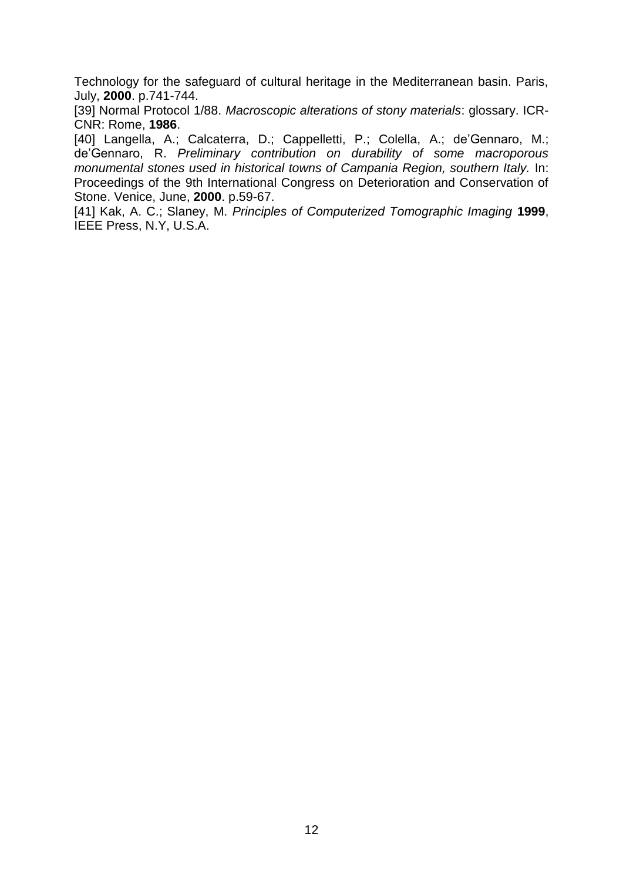Technology for the safeguard of cultural heritage in the Mediterranean basin. Paris, July, **2000**. p.741-744.

[39] Normal Protocol 1/88. *Macroscopic alterations of stony materials*: glossary. ICR-CNR: Rome, **1986**.

[40] Langella, A.; Calcaterra, D.; Cappelletti, P.; Colella, A.; de'Gennaro, M.; de'Gennaro, R. *Preliminary contribution on durability of some macroporous monumental stones used in historical towns of Campania Region, southern Italy.* In: Proceedings of the 9th International Congress on Deterioration and Conservation of Stone. Venice, June, **2000**. p.59-67.

[41] Kak, A. C.; Slaney, M. *Principles of Computerized Tomographic Imaging* **1999**, IEEE Press, N.Y, U.S.A.